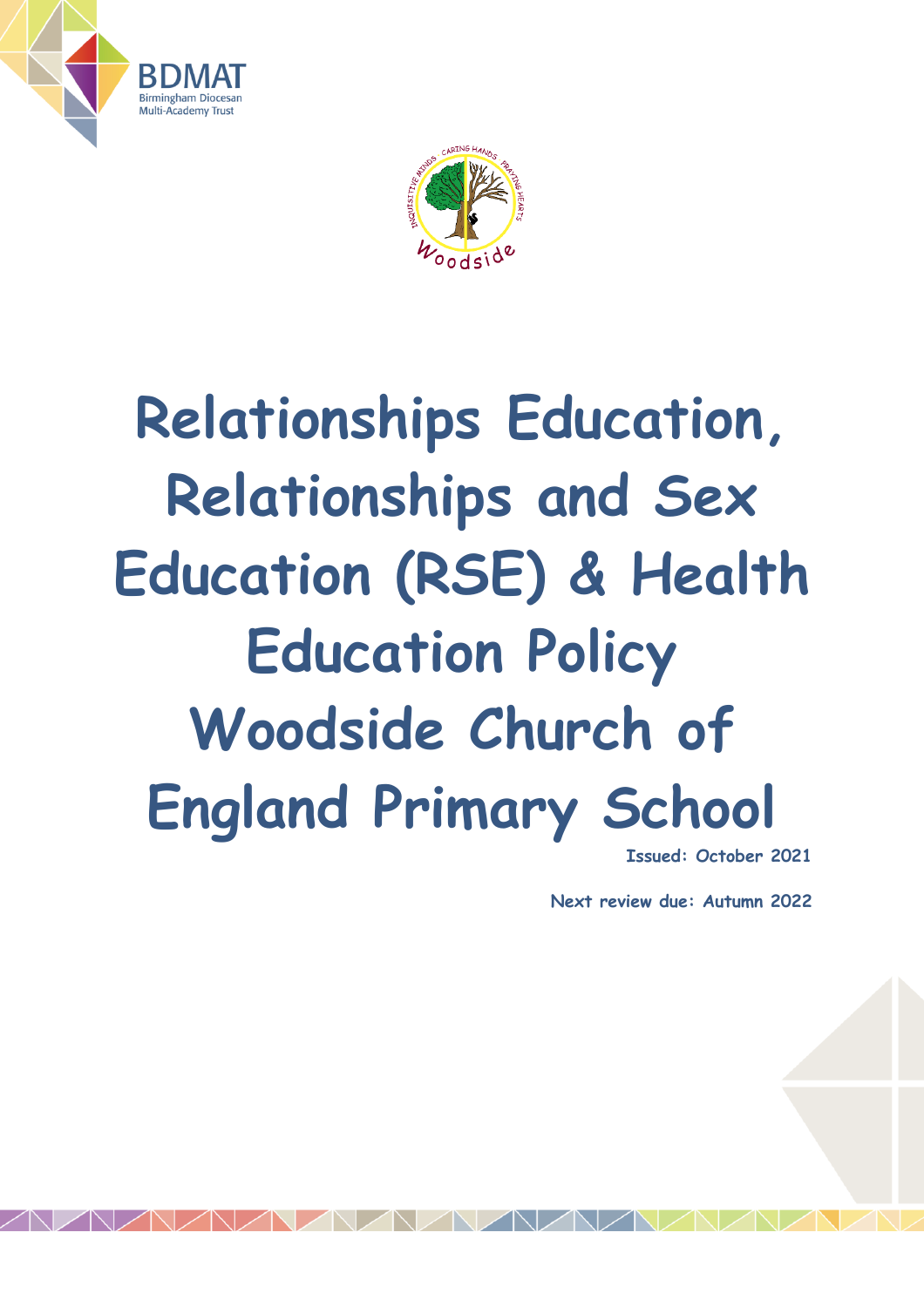BDMAT
Birmingham Diocesan
Multi-Academy Trust

# Relationships Education, Relationships and Sex Education (RSE) & Health Education Policy Woodside Church of England Primary School

**Issued: October 2021**

**Next review due: Autumn 2022**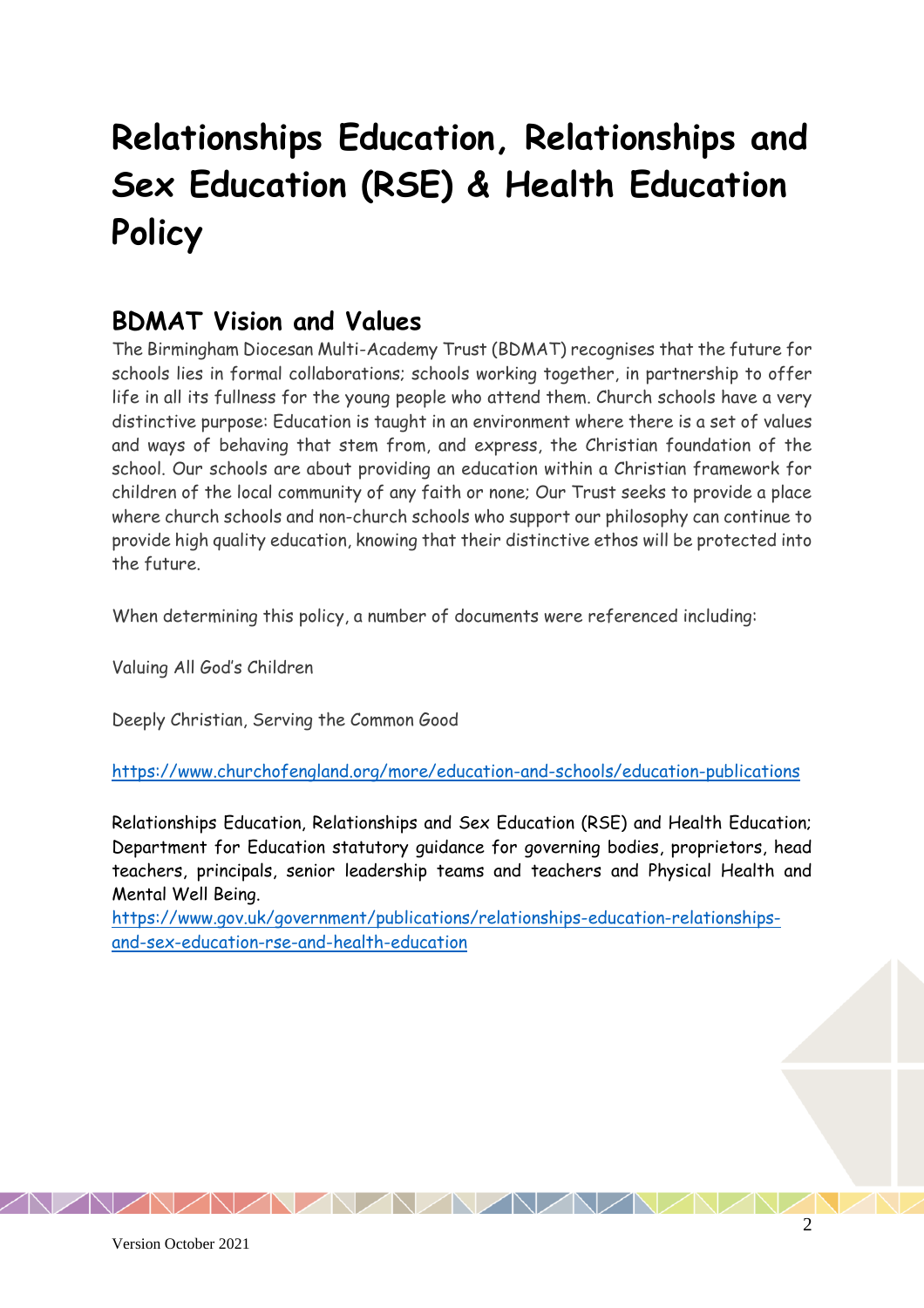# Relationships Education, Relationships and Sex Education (RSE) & Health Education Policy

## BDMAT Vision and Values

The Birmingham Diocesan Multi-Academy Trust (BDMAT) recognises that the future for schools lies in formal collaborations; schools working together, in partnership to offer life in all its fullness for the young people who attend them. Church schools have a very distinctive purpose: Education is taught in an environment where there is a set of values and ways of behaving that stem from, and express, the Christian foundation of the school. Our schools are about providing an education within a Christian framework for children of the local community of any faith or none; Our Trust seeks to provide a place where church schools and non-church schools who support our philosophy can continue to provide high quality education, knowing that their distinctive ethos will be protected into the future.

When determining this policy, a number of documents were referenced including:

Valuing All God's Children

Deeply Christian, Serving the Common Good

https://www.churchofengland.org/more/education-and-schools/education-publications

Relationships Education, Relationships and Sex Education (RSE) and Health Education; Department for Education statutory guidance for governing bodies, proprietors, head teachers, principals, senior leadership teams and teachers and Physical Health and Mental Well Being.
https://www.gov.uk/government/publications/relationships-education-relationships-and-sex-education-rse-and-health-education

Version October 2021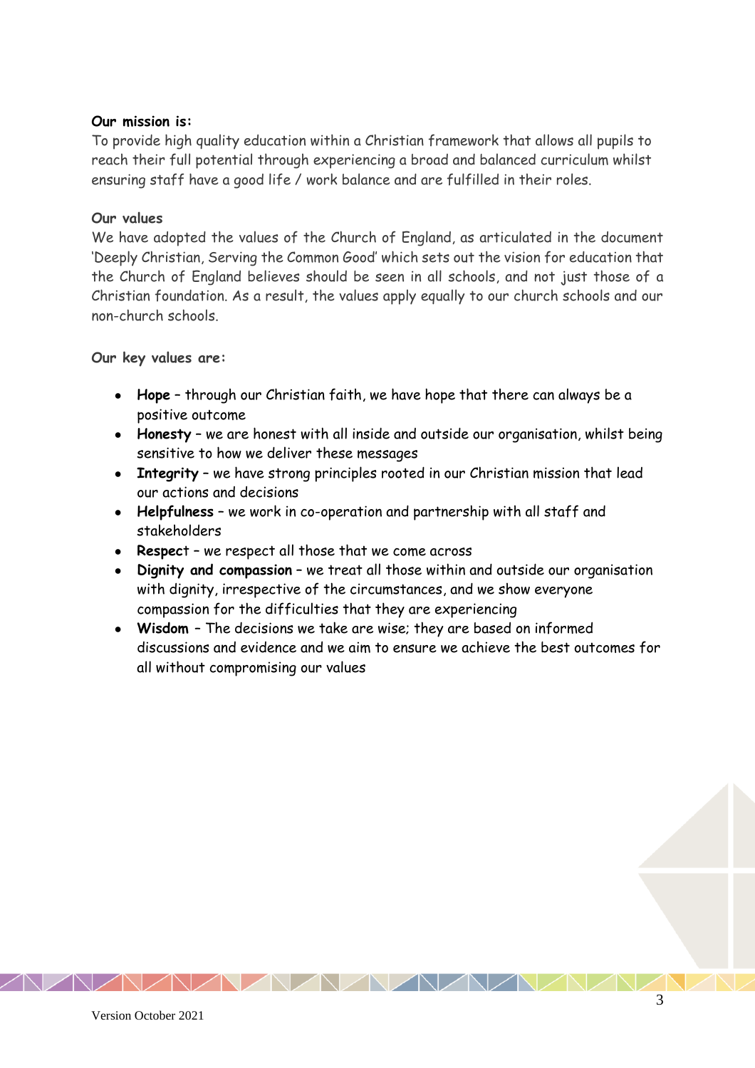**Our mission is:**
To provide high quality education within a Christian framework that allows all pupils to reach their full potential through experiencing a broad and balanced curriculum whilst ensuring staff have a good life / work balance and are fulfilled in their roles.

**Our values**
We have adopted the values of the Church of England, as articulated in the document 'Deeply Christian, Serving the Common Good' which sets out the vision for education that the Church of England believes should be seen in all schools, and not just those of a Christian foundation. As a result, the values apply equally to our church schools and our non-church schools.

**Our key values are:**

- **Hope** – through our Christian faith, we have hope that there can always be a positive outcome
- **Honesty** – we are honest with all inside and outside our organisation, whilst being sensitive to how we deliver these messages
- **Integrity** – we have strong principles rooted in our Christian mission that lead our actions and decisions
- **Helpfulness** – we work in co-operation and partnership with all staff and stakeholders
- **Respect** – we respect all those that we come across
- **Dignity and compassion** – we treat all those within and outside our organisation with dignity, irrespective of the circumstances, and we show everyone compassion for the difficulties that they are experiencing
- **Wisdom** – The decisions we take are wise; they are based on informed discussions and evidence and we aim to ensure we achieve the best outcomes for all without compromising our values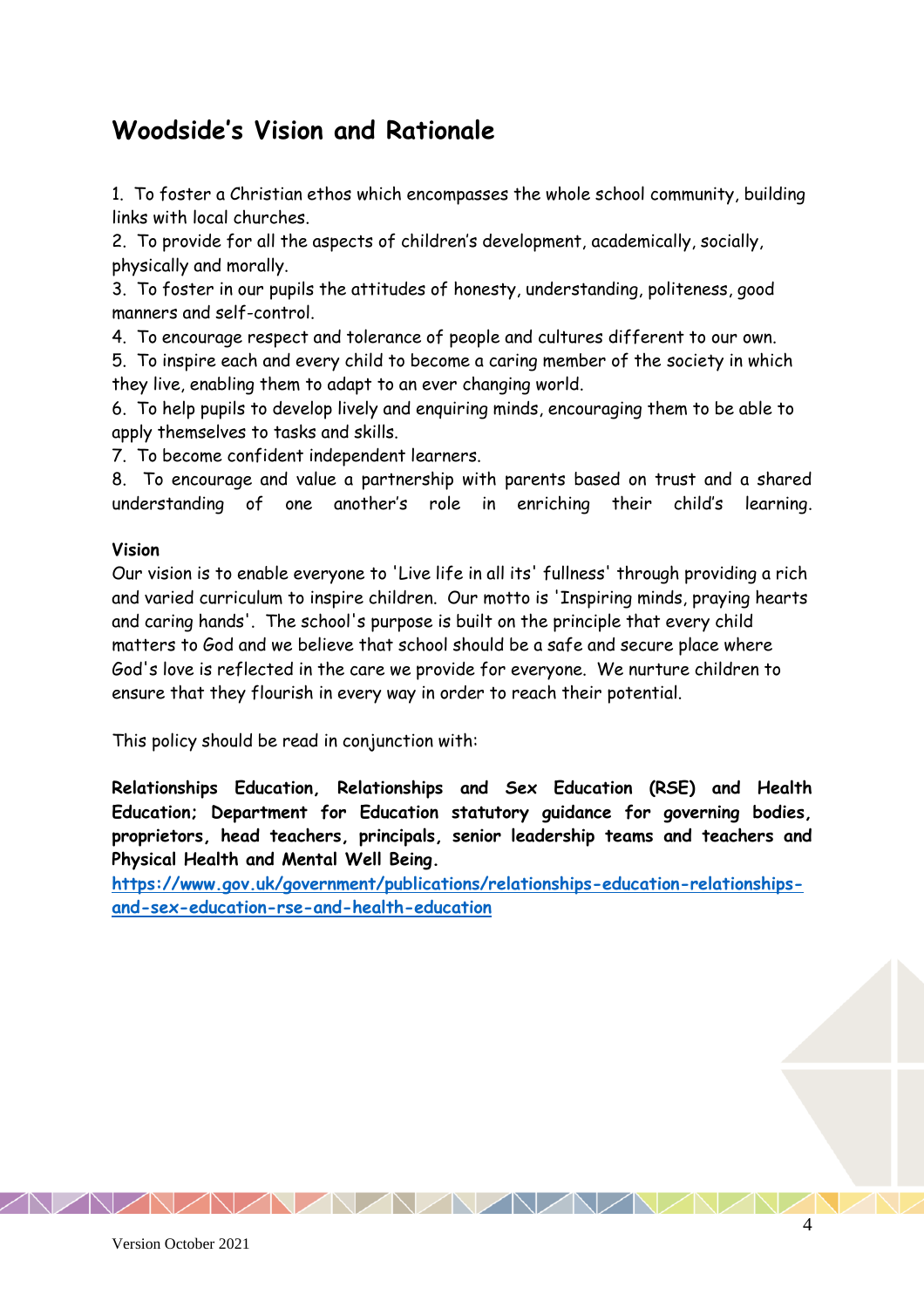## Woodside's Vision and Rationale

1. To foster a Christian ethos which encompasses the whole school community, building links with local churches.
2. To provide for all the aspects of children's development, academically, socially, physically and morally.
3. To foster in our pupils the attitudes of honesty, understanding, politeness, good manners and self-control.
4. To encourage respect and tolerance of people and cultures different to our own.
5. To inspire each and every child to become a caring member of the society in which they live, enabling them to adapt to an ever changing world.
6. To help pupils to develop lively and enquiring minds, encouraging them to be able to apply themselves to tasks and skills.
7. To become confident independent learners.
8. To encourage and value a partnership with parents based on trust and a shared understanding of one another's role in enriching their child's learning.

**Vision**

Our vision is to enable everyone to 'Live life in all its' fullness' through providing a rich and varied curriculum to inspire children. Our motto is 'Inspiring minds, praying hearts and caring hands'. The school's purpose is built on the principle that every child matters to God and we believe that school should be a safe and secure place where God's love is reflected in the care we provide for everyone. We nurture children to ensure that they flourish in every way in order to reach their potential.

This policy should be read in conjunction with:

**Relationships Education, Relationships and Sex Education (RSE) and Health Education; Department for Education statutory guidance for governing bodies, proprietors, head teachers, principals, senior leadership teams and teachers and Physical Health and Mental Well Being.**
**https://www.gov.uk/government/publications/relationships-education-relationships-and-sex-education-rse-and-health-education**

Version October 2021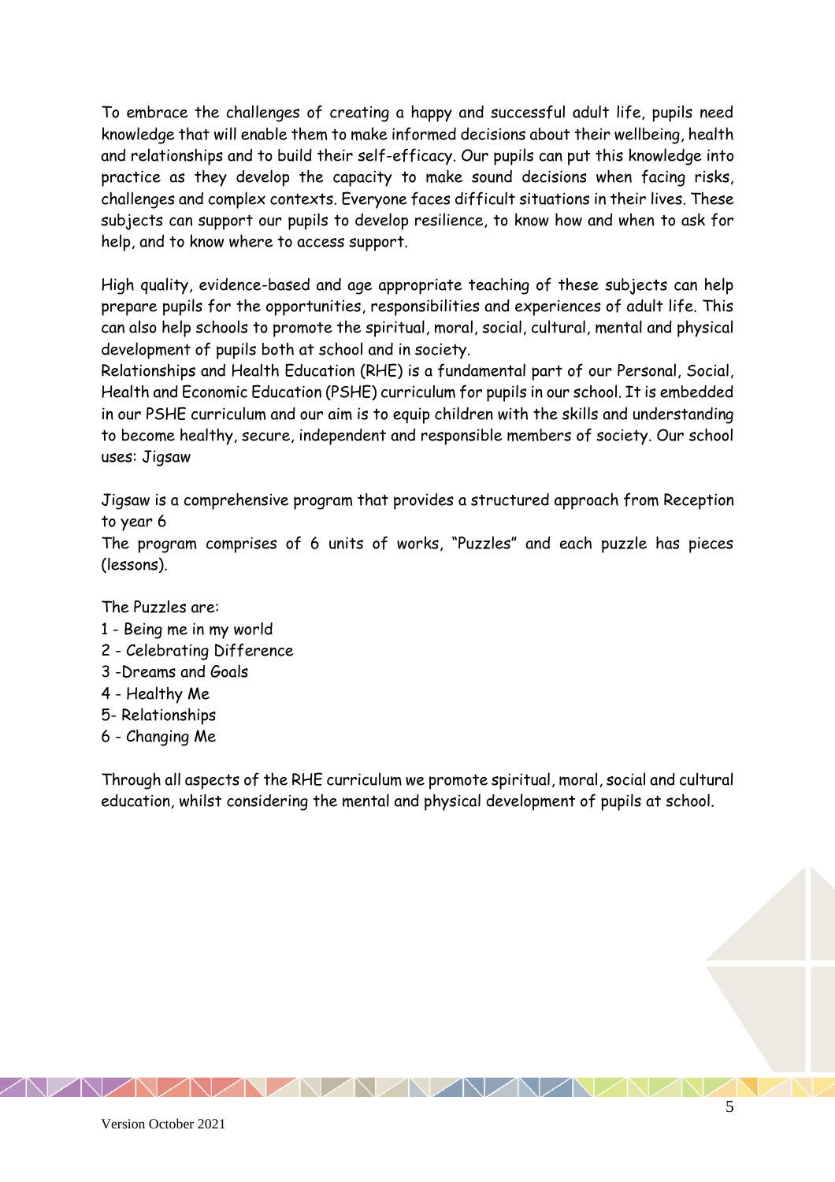To embrace the challenges of creating a happy and successful adult life, pupils need knowledge that will enable them to make informed decisions about their wellbeing, health and relationships and to build their self-efficacy. Our pupils can put this knowledge into practice as they develop the capacity to make sound decisions when facing risks, challenges and complex contexts. Everyone faces difficult situations in their lives. These subjects can support our pupils to develop resilience, to know how and when to ask for help, and to know where to access support.

High quality, evidence-based and age appropriate teaching of these subjects can help prepare pupils for the opportunities, responsibilities and experiences of adult life. This can also help schools to promote the spiritual, moral, social, cultural, mental and physical development of pupils both at school and in society.
Relationships and Health Education (RHE) is a fundamental part of our Personal, Social, Health and Economic Education (PSHE) curriculum for pupils in our school. It is embedded in our PSHE curriculum and our aim is to equip children with the skills and understanding to become healthy, secure, independent and responsible members of society. Our school uses: Jigsaw

Jigsaw is a comprehensive program that provides a structured approach from Reception to year 6
The program comprises of 6 units of works, "Puzzles" and each puzzle has pieces (lessons).

The Puzzles are:
1 - Being me in my world
2 - Celebrating Difference
3 -Dreams and Goals
4 - Healthy Me
5- Relationships
6 - Changing Me

Through all aspects of the RHE curriculum we promote spiritual, moral, social and cultural education, whilst considering the mental and physical development of pupils at school.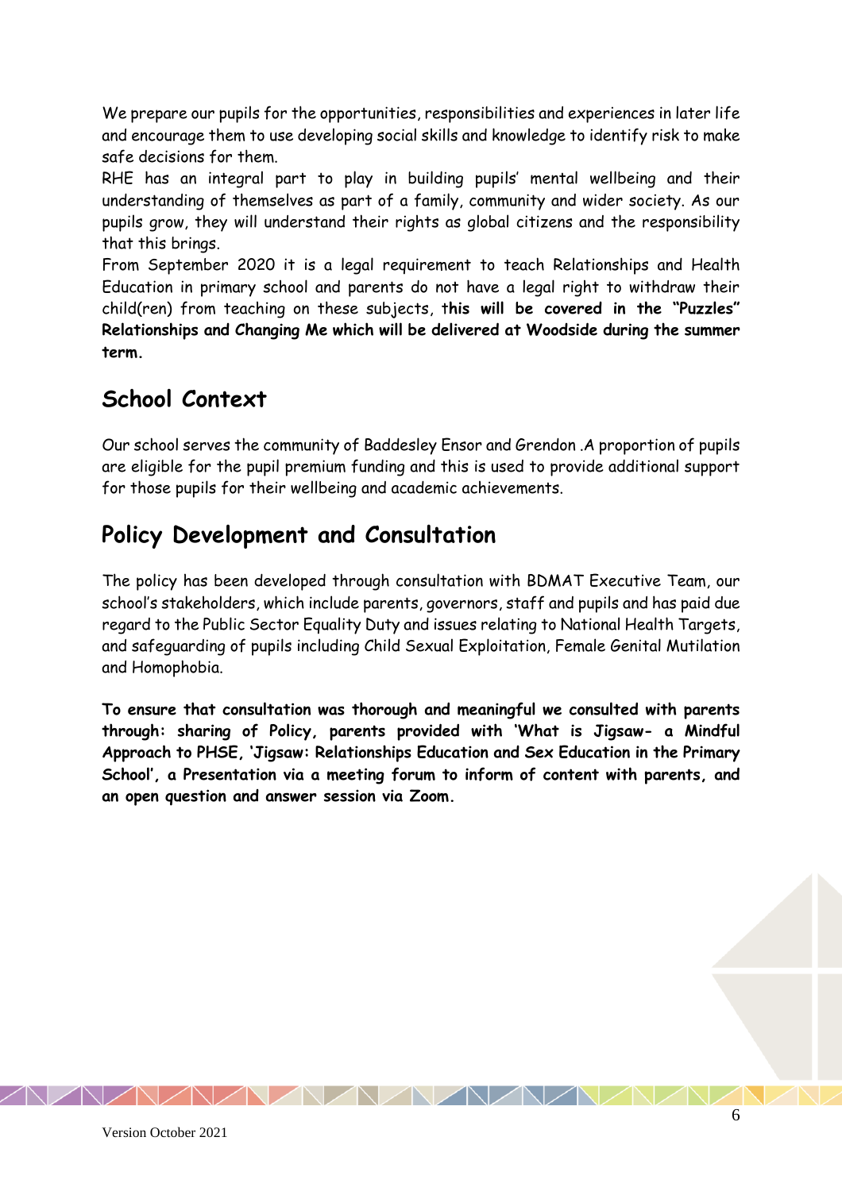We prepare our pupils for the opportunities, responsibilities and experiences in later life and encourage them to use developing social skills and knowledge to identify risk to make safe decisions for them.

RHE has an integral part to play in building pupils' mental wellbeing and their understanding of themselves as part of a family, community and wider society. As our pupils grow, they will understand their rights as global citizens and the responsibility that this brings.

From September 2020 it is a legal requirement to teach Relationships and Health Education in primary school and parents do not have a legal right to withdraw their child(ren) from teaching on these subjects, **this will be covered in the "Puzzles" Relationships and Changing Me which will be delivered at Woodside during the summer term.**

## School Context

Our school serves the community of Baddesley Ensor and Grendon .A proportion of pupils are eligible for the pupil premium funding and this is used to provide additional support for those pupils for their wellbeing and academic achievements.

## Policy Development and Consultation

The policy has been developed through consultation with BDMAT Executive Team, our school's stakeholders, which include parents, governors, staff and pupils and has paid due regard to the Public Sector Equality Duty and issues relating to National Health Targets, and safeguarding of pupils including Child Sexual Exploitation, Female Genital Mutilation and Homophobia.

**To ensure that consultation was thorough and meaningful we consulted with parents through: sharing of Policy, parents provided with 'What is Jigsaw- a Mindful Approach to PHSE, 'Jigsaw: Relationships Education and Sex Education in the Primary School', a Presentation via a meeting forum to inform of content with parents, and an open question and answer session via Zoom.**

Version October 2021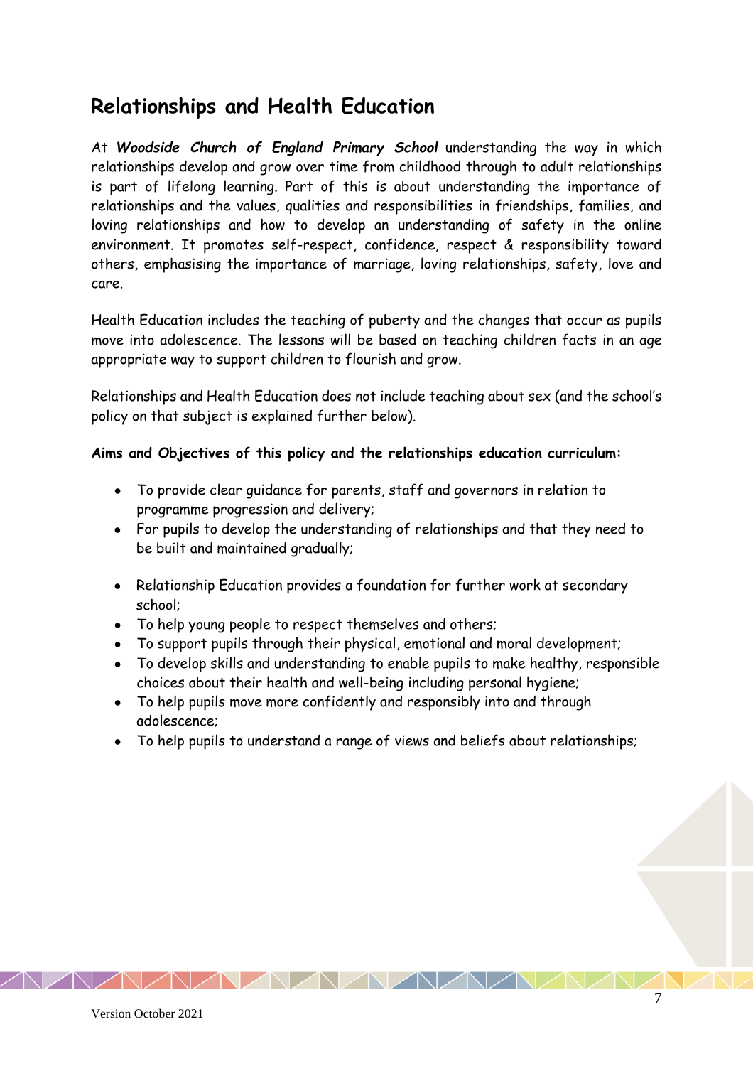## Relationships and Health Education

At ***Woodside Church of England Primary School*** understanding the way in which relationships develop and grow over time from childhood through to adult relationships is part of lifelong learning. Part of this is about understanding the importance of relationships and the values, qualities and responsibilities in friendships, families, and loving relationships and how to develop an understanding of safety in the online environment. It promotes self-respect, confidence, respect & responsibility toward others, emphasising the importance of marriage, loving relationships, safety, love and care.

Health Education includes the teaching of puberty and the changes that occur as pupils move into adolescence. The lessons will be based on teaching children facts in an age appropriate way to support children to flourish and grow.

Relationships and Health Education does not include teaching about sex (and the school's policy on that subject is explained further below).

**Aims and Objectives of this policy and the relationships education curriculum:**

- To provide clear guidance for parents, staff and governors in relation to programme progression and delivery;
- For pupils to develop the understanding of relationships and that they need to be built and maintained gradually;
- Relationship Education provides a foundation for further work at secondary school;
- To help young people to respect themselves and others;
- To support pupils through their physical, emotional and moral development;
- To develop skills and understanding to enable pupils to make healthy, responsible choices about their health and well-being including personal hygiene;
- To help pupils move more confidently and responsibly into and through adolescence;
- To help pupils to understand a range of views and beliefs about relationships;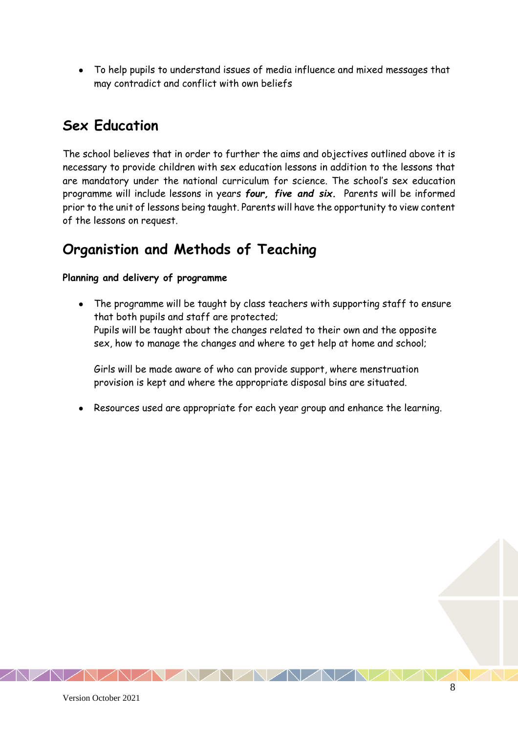- To help pupils to understand issues of media influence and mixed messages that may contradict and conflict with own beliefs

## Sex Education

The school believes that in order to further the aims and objectives outlined above it is necessary to provide children with sex education lessons in addition to the lessons that are mandatory under the national curriculum for science. The school's sex education programme will include lessons in years ***four, five and six.*** Parents will be informed prior to the unit of lessons being taught. Parents will have the opportunity to view content of the lessons on request.

## Organistion and Methods of Teaching

**Planning and delivery of programme**

- The programme will be taught by class teachers with supporting staff to ensure that both pupils and staff are protected;
  Pupils will be taught about the changes related to their own and the opposite sex, how to manage the changes and where to get help at home and school;

  Girls will be made aware of who can provide support, where menstruation provision is kept and where the appropriate disposal bins are situated.

- Resources used are appropriate for each year group and enhance the learning.

Version October 2021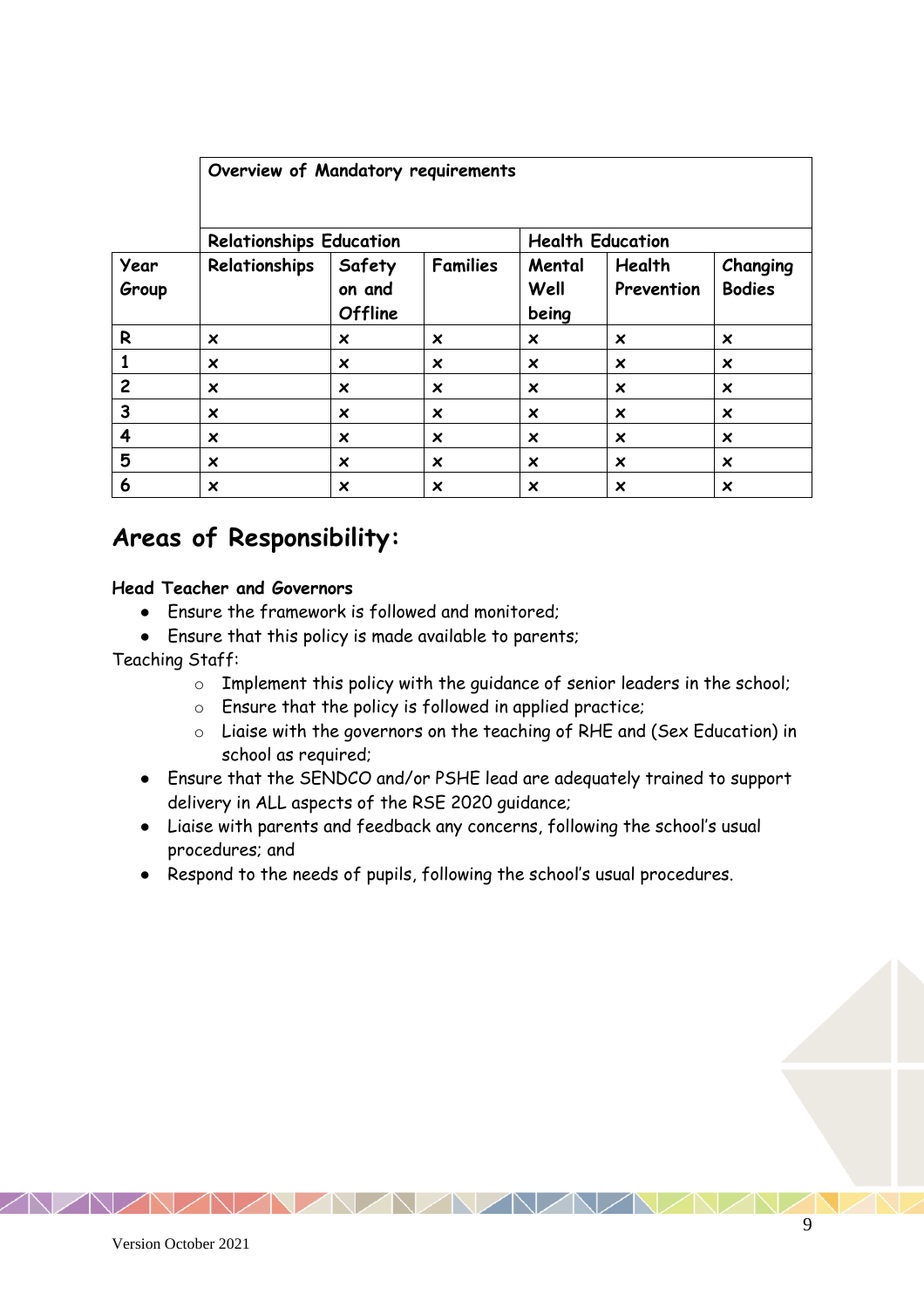| | Overview of Mandatory requirements | | | | | |
|---|---|---|---|---|---|---|
| | Relationships Education | | | Health Education | | |
| Year Group | Relationships | Safety on and Offline | Families | Mental Well being | Health Prevention | Changing Bodies |
| R | × | × | × | × | × | × |
| 1 | × | × | × | × | × | × |
| 2 | × | × | × | × | × | × |
| 3 | × | × | × | × | × | × |
| 4 | × | × | × | × | × | × |
| 5 | × | × | × | × | × | × |
| 6 | × | × | × | × | × | × |

## Areas of Responsibility:

**Head Teacher and Governors**

- Ensure the framework is followed and monitored;
- Ensure that this policy is made available to parents;

Teaching Staff:

  - Implement this policy with the guidance of senior leaders in the school;
  - Ensure that the policy is followed in applied practice;
  - Liaise with the governors on the teaching of RHE and (Sex Education) in school as required;
- Ensure that the SENDCO and/or PSHE lead are adequately trained to support delivery in ALL aspects of the RSE 2020 guidance;
- Liaise with parents and feedback any concerns, following the school's usual procedures; and
- Respond to the needs of pupils, following the school's usual procedures.

Version October 2021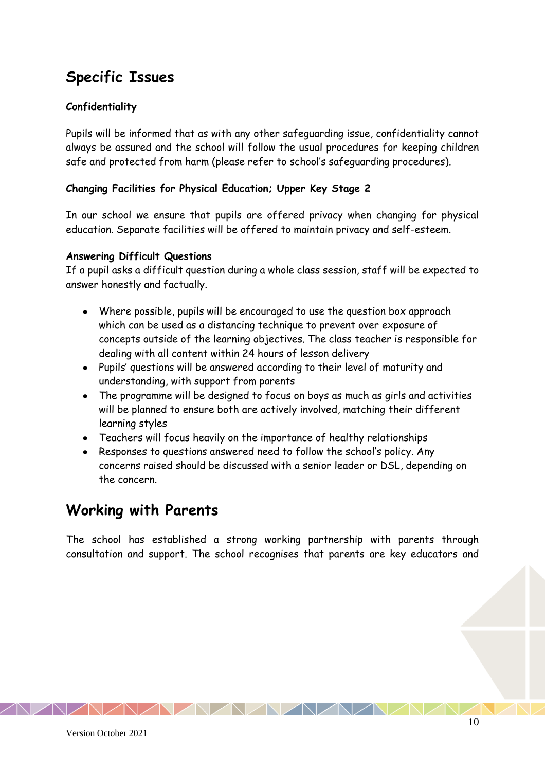## Specific Issues

**Confidentiality**

Pupils will be informed that as with any other safeguarding issue, confidentiality cannot always be assured and the school will follow the usual procedures for keeping children safe and protected from harm (please refer to school's safeguarding procedures).

**Changing Facilities for Physical Education; Upper Key Stage 2**

In our school we ensure that pupils are offered privacy when changing for physical education. Separate facilities will be offered to maintain privacy and self-esteem.

**Answering Difficult Questions**

If a pupil asks a difficult question during a whole class session, staff will be expected to answer honestly and factually.

- Where possible, pupils will be encouraged to use the question box approach which can be used as a distancing technique to prevent over exposure of concepts outside of the learning objectives. The class teacher is responsible for dealing with all content within 24 hours of lesson delivery
- Pupils' questions will be answered according to their level of maturity and understanding, with support from parents
- The programme will be designed to focus on boys as much as girls and activities will be planned to ensure both are actively involved, matching their different learning styles
- Teachers will focus heavily on the importance of healthy relationships
- Responses to questions answered need to follow the school's policy. Any concerns raised should be discussed with a senior leader or DSL, depending on the concern.

## Working with Parents

The school has established a strong working partnership with parents through consultation and support. The school recognises that parents are key educators and

Version October 2021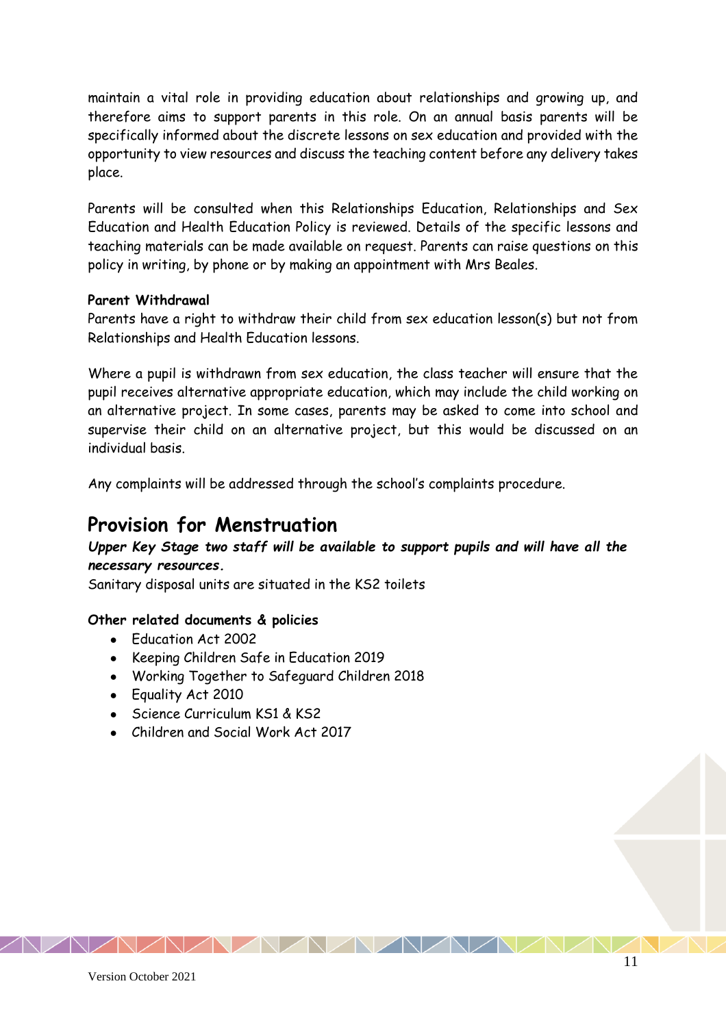maintain a vital role in providing education about relationships and growing up, and therefore aims to support parents in this role. On an annual basis parents will be specifically informed about the discrete lessons on sex education and provided with the opportunity to view resources and discuss the teaching content before any delivery takes place.

Parents will be consulted when this Relationships Education, Relationships and Sex Education and Health Education Policy is reviewed. Details of the specific lessons and teaching materials can be made available on request. Parents can raise questions on this policy in writing, by phone or by making an appointment with Mrs Beales.

**Parent Withdrawal**

Parents have a right to withdraw their child from sex education lesson(s) but not from Relationships and Health Education lessons.

Where a pupil is withdrawn from sex education, the class teacher will ensure that the pupil receives alternative appropriate education, which may include the child working on an alternative project. In some cases, parents may be asked to come into school and supervise their child on an alternative project, but this would be discussed on an individual basis.

Any complaints will be addressed through the school's complaints procedure.

## Provision for Menstruation

***Upper Key Stage two staff will be available to support pupils and will have all the necessary resources.***

Sanitary disposal units are situated in the KS2 toilets

**Other related documents & policies**

- Education Act 2002
- Keeping Children Safe in Education 2019
- Working Together to Safeguard Children 2018
- Equality Act 2010
- Science Curriculum KS1 & KS2
- Children and Social Work Act 2017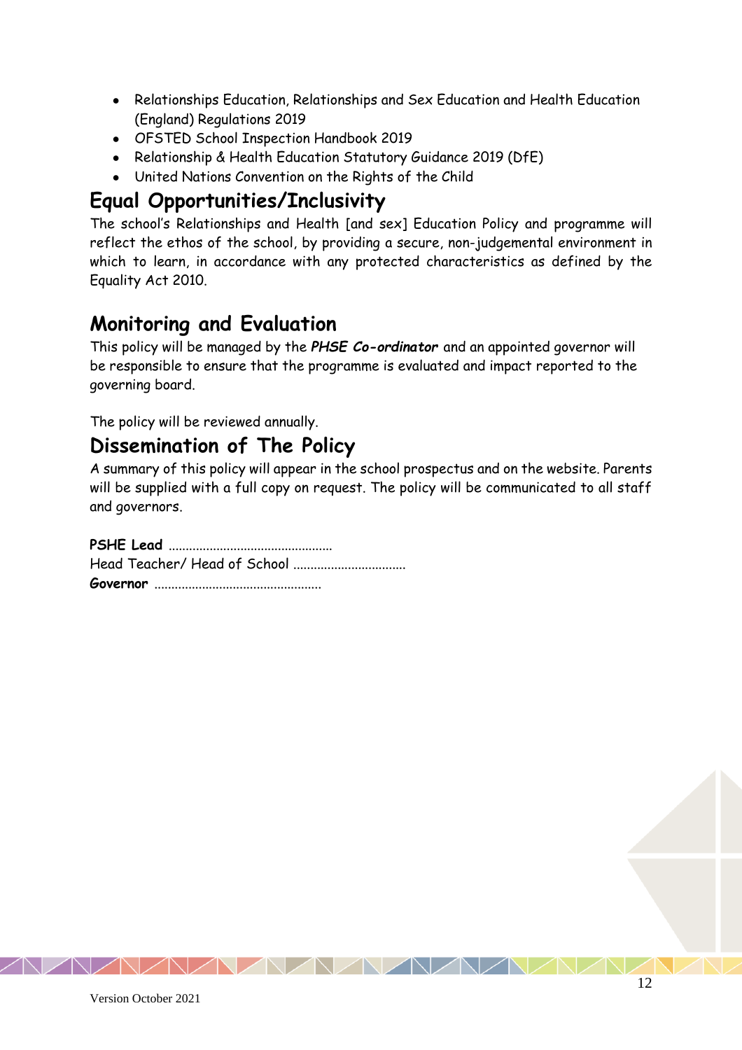- Relationships Education, Relationships and Sex Education and Health Education (England) Regulations 2019
- OFSTED School Inspection Handbook 2019
- Relationship & Health Education Statutory Guidance 2019 (DfE)
- United Nations Convention on the Rights of the Child

## Equal Opportunities/Inclusivity

The school's Relationships and Health [and sex] Education Policy and programme will reflect the ethos of the school, by providing a secure, non-judgemental environment in which to learn, in accordance with any protected characteristics as defined by the Equality Act 2010.

## Monitoring and Evaluation

This policy will be managed by the ***PHSE Co-ordinator*** and an appointed governor will be responsible to ensure that the programme is evaluated and impact reported to the governing board.

The policy will be reviewed annually.

## Dissemination of The Policy

A summary of this policy will appear in the school prospectus and on the website. Parents will be supplied with a full copy on request. The policy will be communicated to all staff and governors.

**PSHE Lead** ...............................................
Head Teacher/ Head of School ................................
**Governor** ................................................

Version October 2021